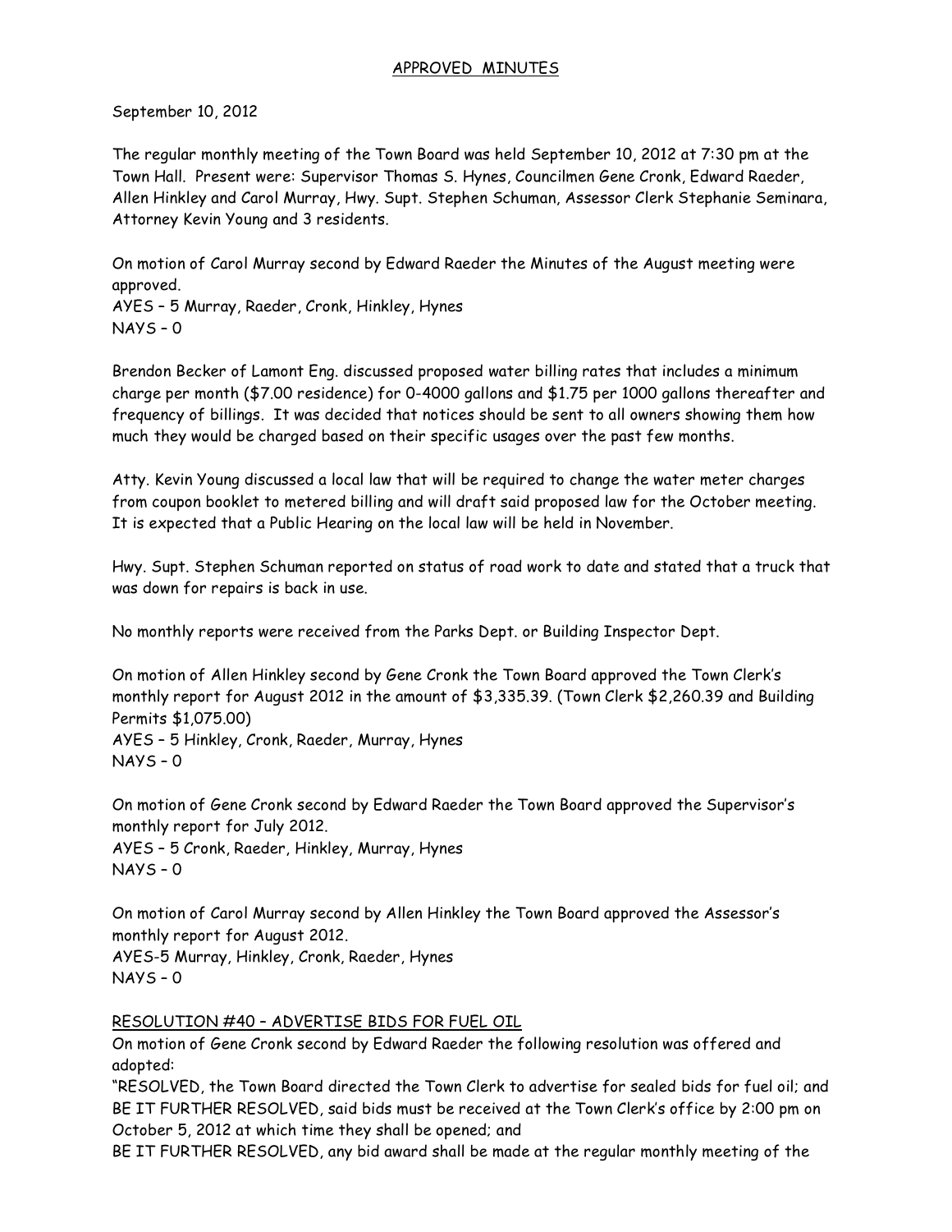## APPROVED MINUTES

September 10, 2012

The regular monthly meeting of the Town Board was held September 10, 2012 at 7:30 pm at the Town Hall. Present were: Supervisor Thomas S. Hynes, Councilmen Gene Cronk, Edward Raeder, Allen Hinkley and Carol Murray, Hwy. Supt. Stephen Schuman, Assessor Clerk Stephanie Seminara, Attorney Kevin Young and 3 residents.

On motion of Carol Murray second by Edward Raeder the Minutes of the August meeting were approved.
AYES – 5 Murray, Raeder, Cronk, Hinkley, Hynes
NAYS – 0

Brendon Becker of Lamont Eng. discussed proposed water billing rates that includes a minimum charge per month ($7.00 residence) for 0-4000 gallons and $1.75 per 1000 gallons thereafter and frequency of billings. It was decided that notices should be sent to all owners showing them how much they would be charged based on their specific usages over the past few months.

Atty. Kevin Young discussed a local law that will be required to change the water meter charges from coupon booklet to metered billing and will draft said proposed law for the October meeting. It is expected that a Public Hearing on the local law will be held in November.

Hwy. Supt. Stephen Schuman reported on status of road work to date and stated that a truck that was down for repairs is back in use.

No monthly reports were received from the Parks Dept. or Building Inspector Dept.

On motion of Allen Hinkley second by Gene Cronk the Town Board approved the Town Clerk's monthly report for August 2012 in the amount of $3,335.39. (Town Clerk $2,260.39 and Building Permits $1,075.00)
AYES – 5 Hinkley, Cronk, Raeder, Murray, Hynes
NAYS – 0

On motion of Gene Cronk second by Edward Raeder the Town Board approved the Supervisor's monthly report for July 2012.
AYES – 5 Cronk, Raeder, Hinkley, Murray, Hynes
NAYS – 0

On motion of Carol Murray second by Allen Hinkley the Town Board approved the Assessor's monthly report for August 2012.
AYES-5 Murray, Hinkley, Cronk, Raeder, Hynes
NAYS – 0

RESOLUTION #40 – ADVERTISE BIDS FOR FUEL OIL

On motion of Gene Cronk second by Edward Raeder the following resolution was offered and adopted:

"RESOLVED, the Town Board directed the Town Clerk to advertise for sealed bids for fuel oil; and
BE IT FURTHER RESOLVED, said bids must be received at the Town Clerk's office by 2:00 pm on October 5, 2012 at which time they shall be opened; and
BE IT FURTHER RESOLVED, any bid award shall be made at the regular monthly meeting of the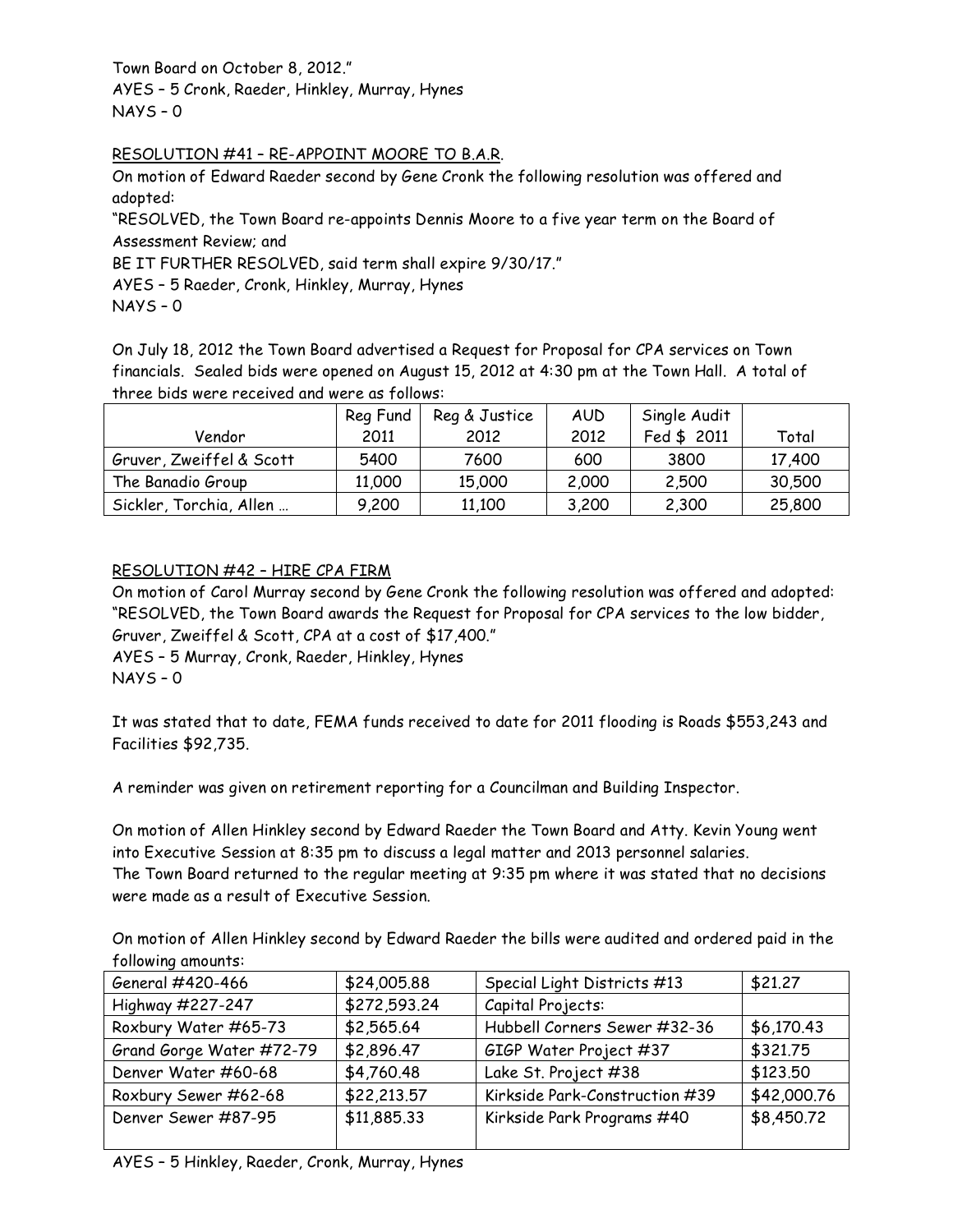Town Board on October 8, 2012."
AYES – 5 Cronk, Raeder, Hinkley, Murray, Hynes
NAYS – 0

RESOLUTION #41 – RE-APPOINT MOORE TO B.A.R.

On motion of Edward Raeder second by Gene Cronk the following resolution was offered and adopted:

"RESOLVED, the Town Board re-appoints Dennis Moore to a five year term on the Board of Assessment Review; and

BE IT FURTHER RESOLVED, said term shall expire 9/30/17."

AYES – 5 Raeder, Cronk, Hinkley, Murray, Hynes
NAYS – 0

On July 18, 2012 the Town Board advertised a Request for Proposal for CPA services on Town financials. Sealed bids were opened on August 15, 2012 at 4:30 pm at the Town Hall. A total of three bids were received and were as follows:

| Vendor | Reg Fund 2011 | Reg & Justice 2012 | AUD 2012 | Single Audit Fed $ 2011 | Total |
|---|---|---|---|---|---|
| Gruver, Zweiffel & Scott | 5400 | 7600 | 600 | 3800 | 17,400 |
| The Banadio Group | 11,000 | 15,000 | 2,000 | 2,500 | 30,500 |
| Sickler, Torchia, Allen … | 9,200 | 11,100 | 3,200 | 2,300 | 25,800 |

RESOLUTION #42 – HIRE CPA FIRM

On motion of Carol Murray second by Gene Cronk the following resolution was offered and adopted:

"RESOLVED, the Town Board awards the Request for Proposal for CPA services to the low bidder, Gruver, Zweiffel & Scott, CPA at a cost of $17,400."

AYES – 5 Murray, Cronk, Raeder, Hinkley, Hynes
NAYS – 0

It was stated that to date, FEMA funds received to date for 2011 flooding is Roads $553,243 and Facilities $92,735.

A reminder was given on retirement reporting for a Councilman and Building Inspector.

On motion of Allen Hinkley second by Edward Raeder the Town Board and Atty. Kevin Young went into Executive Session at 8:35 pm to discuss a legal matter and 2013 personnel salaries. The Town Board returned to the regular meeting at 9:35 pm where it was stated that no decisions were made as a result of Executive Session.

On motion of Allen Hinkley second by Edward Raeder the bills were audited and ordered paid in the following amounts:

| | | | |
|---|---|---|---|
| General #420-466 | $24,005.88 | Special Light Districts #13 | $21.27 |
| Highway #227-247 | $272,593.24 | Capital Projects: | |
| Roxbury Water #65-73 | $2,565.64 | Hubbell Corners Sewer #32-36 | $6,170.43 |
| Grand Gorge Water #72-79 | $2,896.47 | GIGP Water Project #37 | $321.75 |
| Denver Water #60-68 | $4,760.48 | Lake St. Project #38 | $123.50 |
| Roxbury Sewer #62-68 | $22,213.57 | Kirkside Park-Construction #39 | $42,000.76 |
| Denver Sewer #87-95 | $11,885.33 | Kirkside Park Programs #40 | $8,450.72 |

AYES – 5 Hinkley, Raeder, Cronk, Murray, Hynes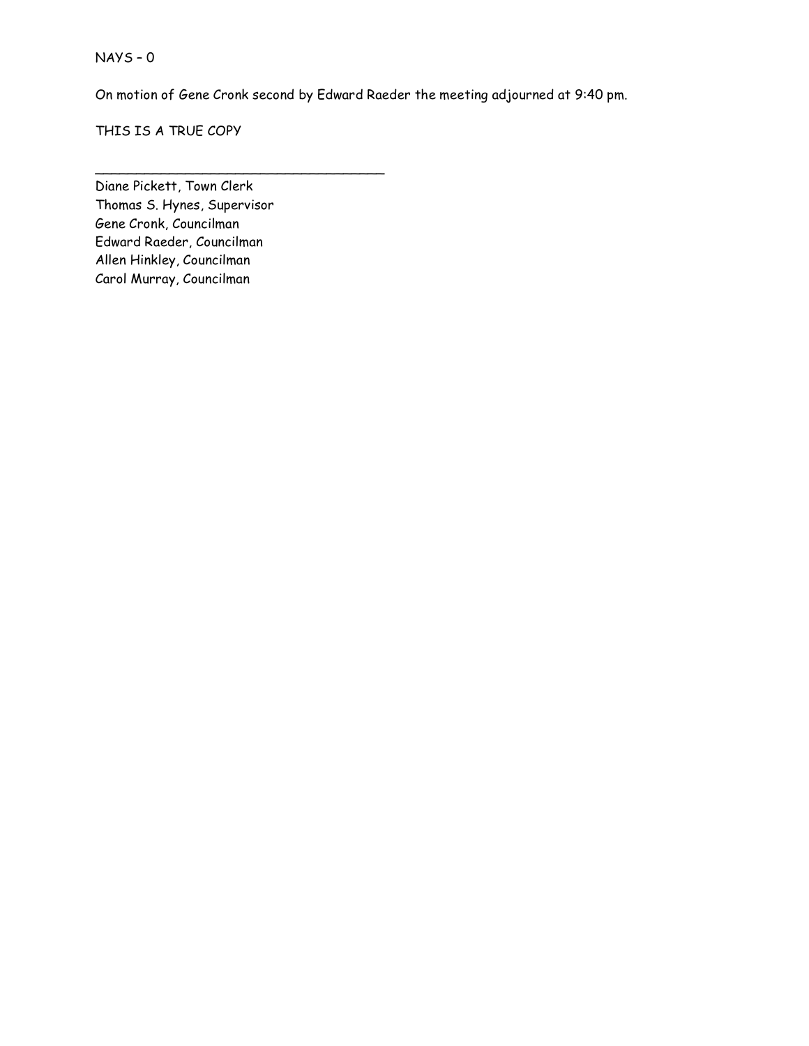NAYS – 0

On motion of Gene Cronk second by Edward Raeder the meeting adjourned at 9:40 pm.

THIS IS A TRUE COPY

_____________________________________

Diane Pickett, Town Clerk
Thomas S. Hynes, Supervisor
Gene Cronk, Councilman
Edward Raeder, Councilman
Allen Hinkley, Councilman
Carol Murray, Councilman